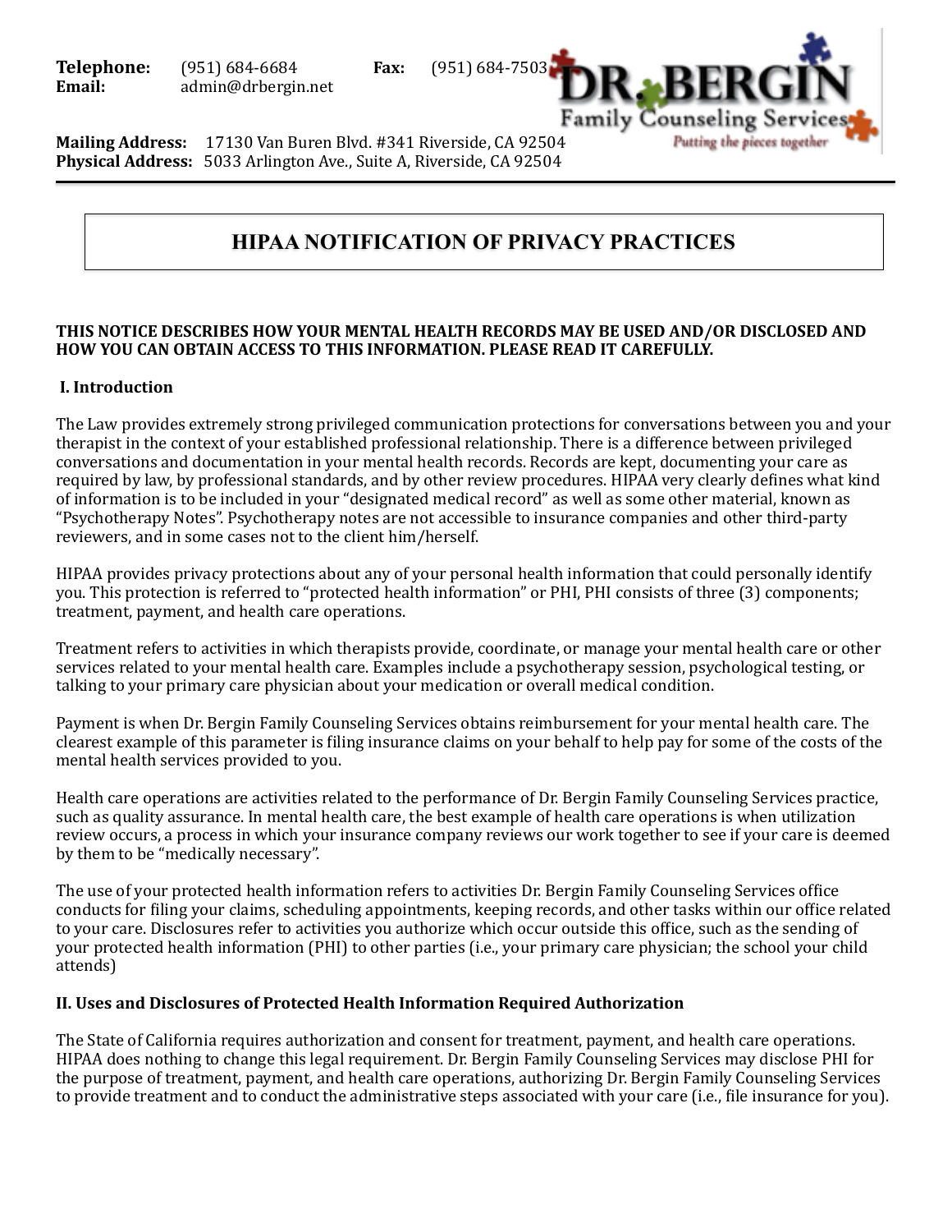**Telephone:** (951) 684-6684 **Fax:** (951) 684-7503
**Email:** admin@drbergin.net

**DR. BERGIN Family Counseling Services**
*Putting the pieces together*

**Mailing Address:** 17130 Van Buren Blvd. #341 Riverside, CA 92504
**Physical Address:** 5033 Arlington Ave., Suite A, Riverside, CA 92504

# HIPAA NOTIFICATION OF PRIVACY PRACTICES

**THIS NOTICE DESCRIBES HOW YOUR MENTAL HEALTH RECORDS MAY BE USED AND/OR DISCLOSED AND HOW YOU CAN OBTAIN ACCESS TO THIS INFORMATION. PLEASE READ IT CAREFULLY.**

## I. Introduction

The Law provides extremely strong privileged communication protections for conversations between you and your therapist in the context of your established professional relationship. There is a difference between privileged conversations and documentation in your mental health records. Records are kept, documenting your care as required by law, by professional standards, and by other review procedures. HIPAA very clearly defines what kind of information is to be included in your "designated medical record" as well as some other material, known as "Psychotherapy Notes". Psychotherapy notes are not accessible to insurance companies and other third-party reviewers, and in some cases not to the client him/herself.

HIPAA provides privacy protections about any of your personal health information that could personally identify you. This protection is referred to "protected health information" or PHI, PHI consists of three (3) components; treatment, payment, and health care operations.

Treatment refers to activities in which therapists provide, coordinate, or manage your mental health care or other services related to your mental health care. Examples include a psychotherapy session, psychological testing, or talking to your primary care physician about your medication or overall medical condition.

Payment is when Dr. Bergin Family Counseling Services obtains reimbursement for your mental health care. The clearest example of this parameter is filing insurance claims on your behalf to help pay for some of the costs of the mental health services provided to you.

Health care operations are activities related to the performance of Dr. Bergin Family Counseling Services practice, such as quality assurance. In mental health care, the best example of health care operations is when utilization review occurs, a process in which your insurance company reviews our work together to see if your care is deemed by them to be "medically necessary".

The use of your protected health information refers to activities Dr. Bergin Family Counseling Services office conducts for filing your claims, scheduling appointments, keeping records, and other tasks within our office related to your care. Disclosures refer to activities you authorize which occur outside this office, such as the sending of your protected health information (PHI) to other parties (i.e., your primary care physician; the school your child attends)

## II. Uses and Disclosures of Protected Health Information Required Authorization

The State of California requires authorization and consent for treatment, payment, and health care operations. HIPAA does nothing to change this legal requirement. Dr. Bergin Family Counseling Services may disclose PHI for the purpose of treatment, payment, and health care operations, authorizing Dr. Bergin Family Counseling Services to provide treatment and to conduct the administrative steps associated with your care (i.e., file insurance for you).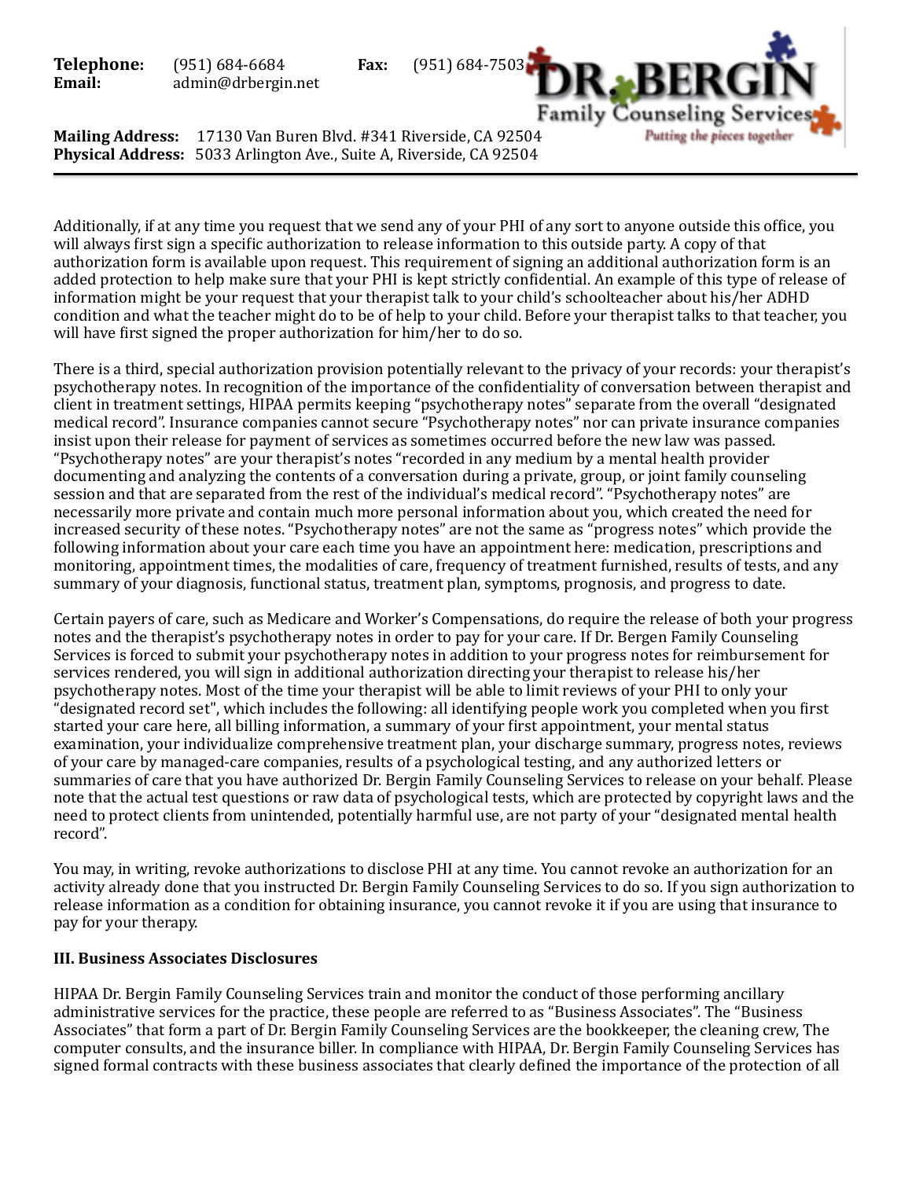Additionally, if at any time you request that we send any of your PHI of any sort to anyone outside this office, you will always first sign a specific authorization to release information to this outside party. A copy of that authorization form is available upon request. This requirement of signing an additional authorization form is an added protection to help make sure that your PHI is kept strictly confidential. An example of this type of release of information might be your request that your therapist talk to your child's schoolteacher about his/her ADHD condition and what the teacher might do to be of help to your child. Before your therapist talks to that teacher, you will have first signed the proper authorization for him/her to do so.

There is a third, special authorization provision potentially relevant to the privacy of your records: your therapist's psychotherapy notes. In recognition of the importance of the confidentiality of conversation between therapist and client in treatment settings, HIPAA permits keeping "psychotherapy notes" separate from the overall "designated medical record". Insurance companies cannot secure "Psychotherapy notes" nor can private insurance companies insist upon their release for payment of services as sometimes occurred before the new law was passed. "Psychotherapy notes" are your therapist's notes "recorded in any medium by a mental health provider documenting and analyzing the contents of a conversation during a private, group, or joint family counseling session and that are separated from the rest of the individual's medical record". "Psychotherapy notes" are necessarily more private and contain much more personal information about you, which created the need for increased security of these notes. "Psychotherapy notes" are not the same as "progress notes" which provide the following information about your care each time you have an appointment here: medication, prescriptions and monitoring, appointment times, the modalities of care, frequency of treatment furnished, results of tests, and any summary of your diagnosis, functional status, treatment plan, symptoms, prognosis, and progress to date.

Certain payers of care, such as Medicare and Worker's Compensations, do require the release of both your progress notes and the therapist's psychotherapy notes in order to pay for your care. If Dr. Bergen Family Counseling Services is forced to submit your psychotherapy notes in addition to your progress notes for reimbursement for services rendered, you will sign in additional authorization directing your therapist to release his/her psychotherapy notes. Most of the time your therapist will be able to limit reviews of your PHI to only your "designated record set", which includes the following: all identifying people work you completed when you first started your care here, all billing information, a summary of your first appointment, your mental status examination, your individualize comprehensive treatment plan, your discharge summary, progress notes, reviews of your care by managed-care companies, results of a psychological testing, and any authorized letters or summaries of care that you have authorized Dr. Bergin Family Counseling Services to release on your behalf. Please note that the actual test questions or raw data of psychological tests, which are protected by copyright laws and the need to protect clients from unintended, potentially harmful use, are not party of your "designated mental health record".

You may, in writing, revoke authorizations to disclose PHI at any time. You cannot revoke an authorization for an activity already done that you instructed Dr. Bergin Family Counseling Services to do so. If you sign authorization to release information as a condition for obtaining insurance, you cannot revoke it if you are using that insurance to pay for your therapy.

**III. Business Associates Disclosures**

HIPAA Dr. Bergin Family Counseling Services train and monitor the conduct of those performing ancillary administrative services for the practice, these people are referred to as "Business Associates". The "Business Associates" that form a part of Dr. Bergin Family Counseling Services are the bookkeeper, the cleaning crew, The computer consults, and the insurance biller. In compliance with HIPAA, Dr. Bergin Family Counseling Services has signed formal contracts with these business associates that clearly defined the importance of the protection of all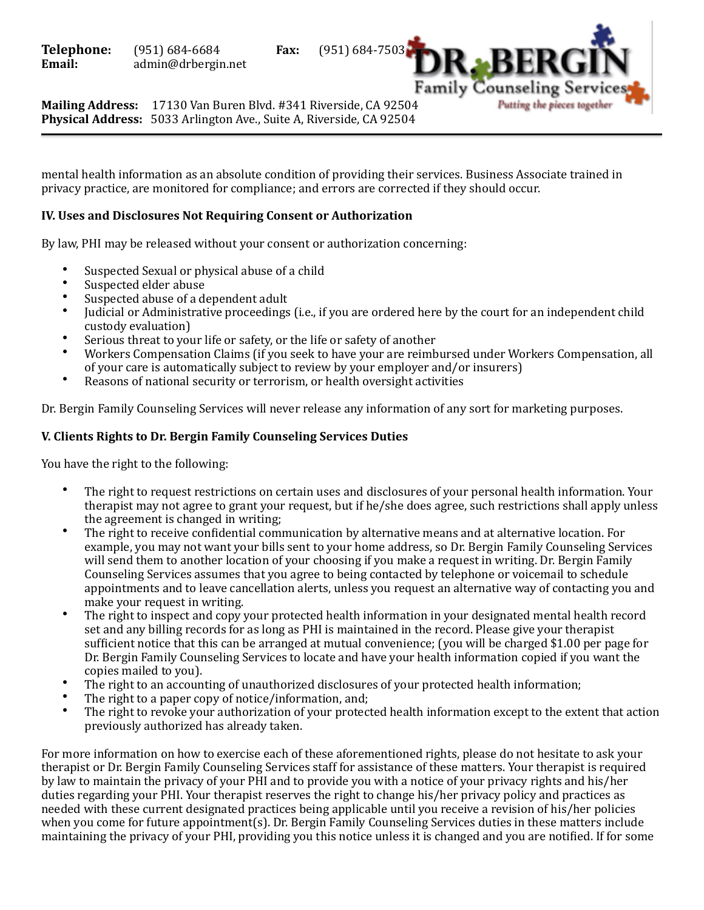mental health information as an absolute condition of providing their services. Business Associate trained in privacy practice, are monitored for compliance; and errors are corrected if they should occur.

**IV. Uses and Disclosures Not Requiring Consent or Authorization**

By law, PHI may be released without your consent or authorization concerning:

- Suspected Sexual or physical abuse of a child
- Suspected elder abuse
- Suspected abuse of a dependent adult
- Judicial or Administrative proceedings (i.e., if you are ordered here by the court for an independent child custody evaluation)
- Serious threat to your life or safety, or the life or safety of another
- Workers Compensation Claims (if you seek to have your are reimbursed under Workers Compensation, all of your care is automatically subject to review by your employer and/or insurers)
- Reasons of national security or terrorism, or health oversight activities

Dr. Bergin Family Counseling Services will never release any information of any sort for marketing purposes.

**V. Clients Rights to Dr. Bergin Family Counseling Services Duties**

You have the right to the following:

- The right to request restrictions on certain uses and disclosures of your personal health information. Your therapist may not agree to grant your request, but if he/she does agree, such restrictions shall apply unless the agreement is changed in writing;
- The right to receive confidential communication by alternative means and at alternative location. For example, you may not want your bills sent to your home address, so Dr. Bergin Family Counseling Services will send them to another location of your choosing if you make a request in writing. Dr. Bergin Family Counseling Services assumes that you agree to being contacted by telephone or voicemail to schedule appointments and to leave cancellation alerts, unless you request an alternative way of contacting you and make your request in writing.
- The right to inspect and copy your protected health information in your designated mental health record set and any billing records for as long as PHI is maintained in the record. Please give your therapist sufficient notice that this can be arranged at mutual convenience; (you will be charged $1.00 per page for Dr. Bergin Family Counseling Services to locate and have your health information copied if you want the copies mailed to you).
- The right to an accounting of unauthorized disclosures of your protected health information;
- The right to a paper copy of notice/information, and;
- The right to revoke your authorization of your protected health information except to the extent that action previously authorized has already taken.

For more information on how to exercise each of these aforementioned rights, please do not hesitate to ask your therapist or Dr. Bergin Family Counseling Services staff for assistance of these matters. Your therapist is required by law to maintain the privacy of your PHI and to provide you with a notice of your privacy rights and his/her duties regarding your PHI. Your therapist reserves the right to change his/her privacy policy and practices as needed with these current designated practices being applicable until you receive a revision of his/her policies when you come for future appointment(s). Dr. Bergin Family Counseling Services duties in these matters include maintaining the privacy of your PHI, providing you this notice unless it is changed and you are notified. If for some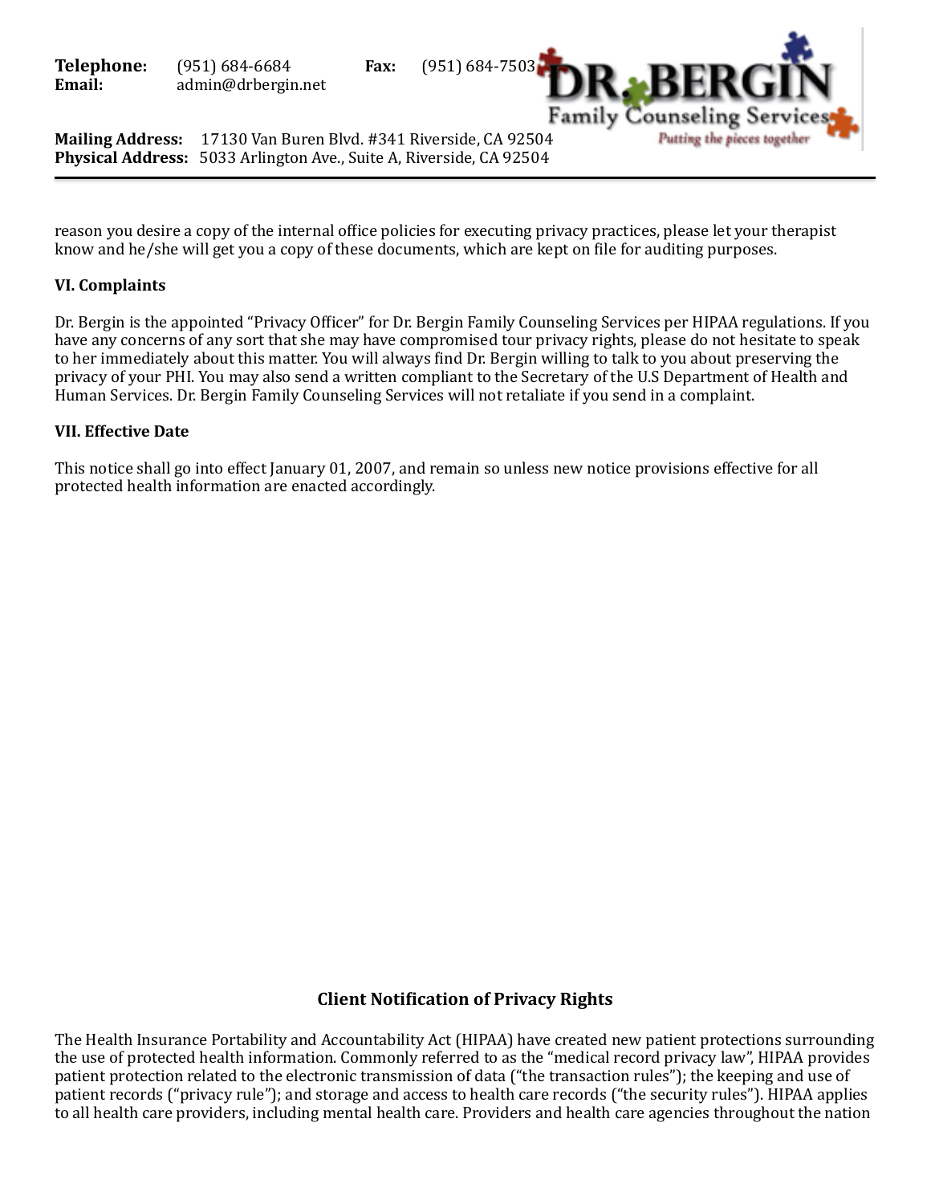reason you desire a copy of the internal office policies for executing privacy practices, please let your therapist know and he/she will get you a copy of these documents, which are kept on file for auditing purposes.

### VI. Complaints

Dr. Bergin is the appointed "Privacy Officer" for Dr. Bergin Family Counseling Services per HIPAA regulations. If you have any concerns of any sort that she may have compromised tour privacy rights, please do not hesitate to speak to her immediately about this matter. You will always find Dr. Bergin willing to talk to you about preserving the privacy of your PHI. You may also send a written compliant to the Secretary of the U.S Department of Health and Human Services. Dr. Bergin Family Counseling Services will not retaliate if you send in a complaint.

### VII. Effective Date

This notice shall go into effect January 01, 2007, and remain so unless new notice provisions effective for all protected health information are enacted accordingly.

## Client Notification of Privacy Rights

The Health Insurance Portability and Accountability Act (HIPAA) have created new patient protections surrounding the use of protected health information. Commonly referred to as the "medical record privacy law", HIPAA provides patient protection related to the electronic transmission of data ("the transaction rules"); the keeping and use of patient records ("privacy rule"); and storage and access to health care records ("the security rules"). HIPAA applies to all health care providers, including mental health care. Providers and health care agencies throughout the nation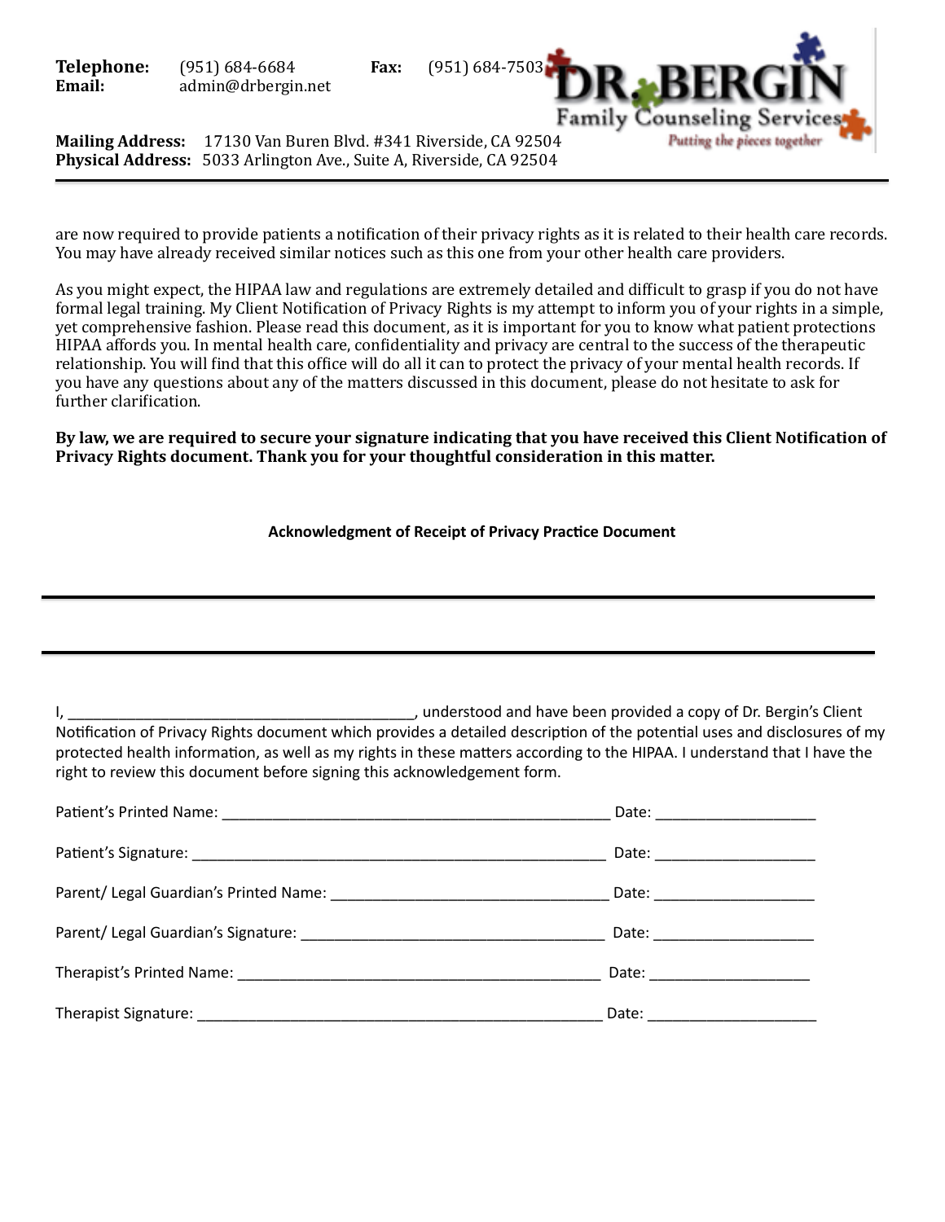are now required to provide patients a notification of their privacy rights as it is related to their health care records. You may have already received similar notices such as this one from your other health care providers.

As you might expect, the HIPAA law and regulations are extremely detailed and difficult to grasp if you do not have formal legal training. My Client Notification of Privacy Rights is my attempt to inform you of your rights in a simple, yet comprehensive fashion. Please read this document, as it is important for you to know what patient protections HIPAA affords you. In mental health care, confidentiality and privacy are central to the success of the therapeutic relationship. You will find that this office will do all it can to protect the privacy of your mental health records. If you have any questions about any of the matters discussed in this document, please do not hesitate to ask for further clarification.

**By law, we are required to secure your signature indicating that you have received this Client Notification of Privacy Rights document. Thank you for your thoughtful consideration in this matter.**

**Acknowledgment of Receipt of Privacy Practice Document**

---

---

I, ____________________________________________, understood and have been provided a copy of Dr. Bergin's Client Notification of Privacy Rights document which provides a detailed description of the potential uses and disclosures of my protected health information, as well as my rights in these matters according to the HIPAA. I understand that I have the right to review this document before signing this acknowledgement form.

Patient's Printed Name: __________________________________________________ Date: ____________________

Patient's Signature: ______________________________________________________ Date: ____________________

Parent/ Legal Guardian's Printed Name: ___________________________________ Date: ____________________

Parent/ Legal Guardian's Signature: ______________________________________ Date: ____________________

Therapist's Printed Name: ______________________________________________ Date: ____________________

Therapist Signature: ____________________________________________________ Date: _____________________